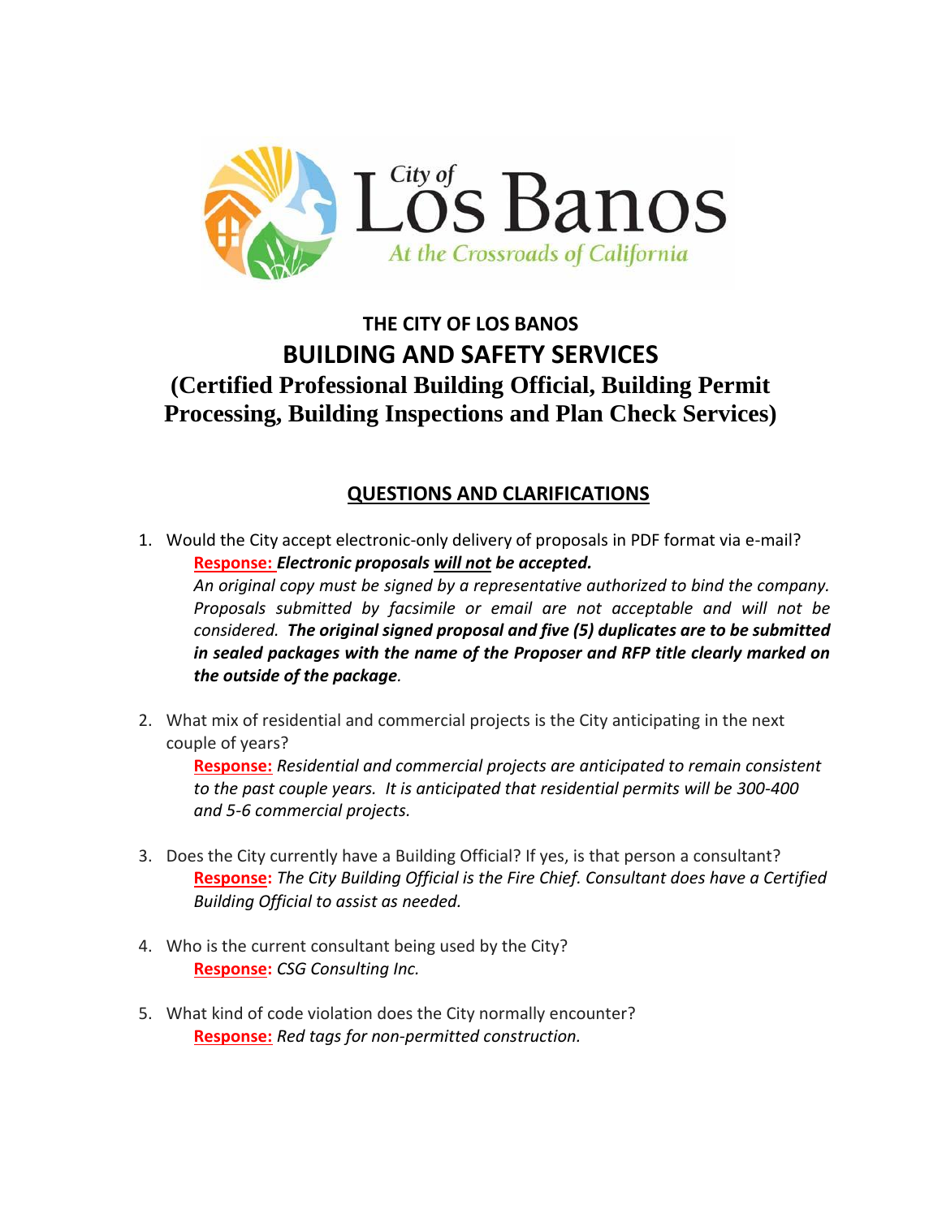City of Los Banos
At the Crossroads of California

# THE CITY OF LOS BANOS

## BUILDING AND SAFETY SERVICES

## (Certified Professional Building Official, Building Permit Processing, Building Inspections and Plan Check Services)

### QUESTIONS AND CLARIFICATIONS

1. Would the City accept electronic-only delivery of proposals in PDF format via e-mail?

   **Response:** ***Electronic proposals will not be accepted.***
   *An original copy must be signed by a representative authorized to bind the company. Proposals submitted by facsimile or email are not acceptable and will not be considered.* ***The original signed proposal and five (5) duplicates are to be submitted in sealed packages with the name of the Proposer and RFP title clearly marked on the outside of the package.***

2. What mix of residential and commercial projects is the City anticipating in the next couple of years?

   **Response:** *Residential and commercial projects are anticipated to remain consistent to the past couple years. It is anticipated that residential permits will be 300-400 and 5-6 commercial projects.*

3. Does the City currently have a Building Official? If yes, is that person a consultant?

   **Response:** *The City Building Official is the Fire Chief. Consultant does have a Certified Building Official to assist as needed.*

4. Who is the current consultant being used by the City?

   **Response:** *CSG Consulting Inc.*

5. What kind of code violation does the City normally encounter?

   **Response:** *Red tags for non-permitted construction.*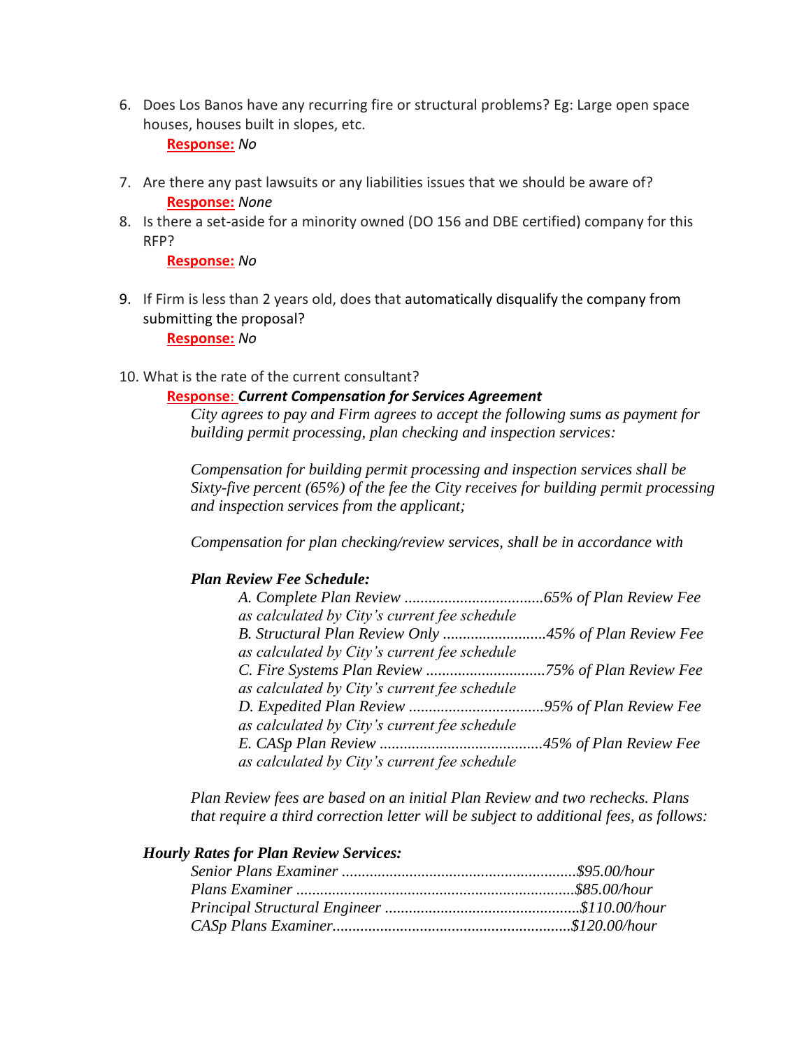6. Does Los Banos have any recurring fire or structural problems? Eg: Large open space houses, houses built in slopes, etc.

   **Response:** *No*

7. Are there any past lawsuits or any liabilities issues that we should be aware of?

   **Response:** *None*

8. Is there a set-aside for a minority owned (DO 156 and DBE certified) company for this RFP?

   **Response:** *No*

9. If Firm is less than 2 years old, does that automatically disqualify the company from submitting the proposal?

   **Response:** *No*

10. What is the rate of the current consultant?

    **Response**: ***Current Compensation for Services Agreement***

    *City agrees to pay and Firm agrees to accept the following sums as payment for building permit processing, plan checking and inspection services:*

    *Compensation for building permit processing and inspection services shall be Sixty-five percent (65%) of the fee the City receives for building permit processing and inspection services from the applicant;*

    *Compensation for plan checking/review services, shall be in accordance with*

    ***Plan Review Fee Schedule:***

    *A. Complete Plan Review ..................................65% of Plan Review Fee as calculated by City's current fee schedule*

    *B. Structural Plan Review Only ..........................45% of Plan Review Fee as calculated by City's current fee schedule*

    *C. Fire Systems Plan Review .............................75% of Plan Review Fee as calculated by City's current fee schedule*

    *D. Expedited Plan Review .................................95% of Plan Review Fee as calculated by City's current fee schedule*

    *E. CASp Plan Review .........................................45% of Plan Review Fee as calculated by City's current fee schedule*

    *Plan Review fees are based on an initial Plan Review and two rechecks. Plans that require a third correction letter will be subject to additional fees, as follows:*

***Hourly Rates for Plan Review Services:***

*Senior Plans Examiner ..........................................................$95.00/hour*

*Plans Examiner .....................................................................$85.00/hour*

*Principal Structural Engineer ................................................$110.00/hour*

*CASp Plans Examiner...........................................................$120.00/hour*